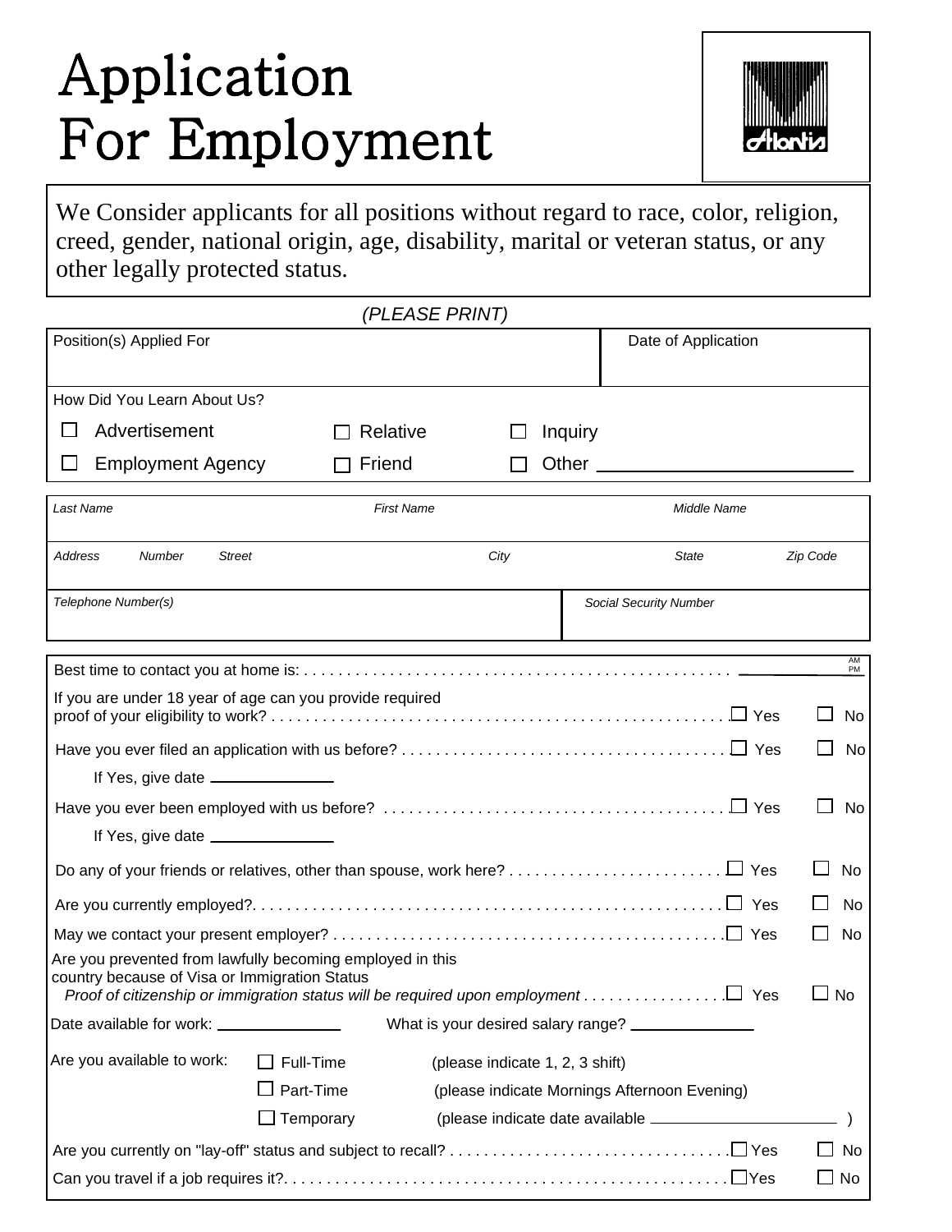# Application For Employment

We Consider applicants for all positions without regard to race, color, religion, creed, gender, national origin, age, disability, marital or veteran status, or any other legally protected status.

*(PLEASE PRINT)*

| Position(s) Applied For | Date of Application |
|---|---|
| | |

How Did You Learn About Us?

- ☐ Advertisement ☐ Relative ☐ Inquiry
- ☐ Employment Agency ☐ Friend ☐ Other ____________________

| *Last Name* | *First Name* | *Middle Name* | |
|---|---|---|---|
| | | | |
| *Address Number Street* | *City* | *State* | *Zip Code* |
| | | | |
| *Telephone Number(s)* | | *Social Security Number* | |
| | | | |

Best time to contact you at home is: ............................................ ________ AM PM

If you are under 18 year of age can you provide required proof of your eligibility to work? ............................................ ☐ Yes ☐ No

Have you ever filed an application with us before? ............................................ ☐ Yes ☐ No

If Yes, give date ____________

Have you ever been employed with us before? ............................................ ☐ Yes ☐ No

If Yes, give date ____________

Do any of your friends or relatives, other than spouse, work here? ............................................ ☐ Yes ☐ No

Are you currently employed?. ............................................ ☐ Yes ☐ No

May we contact your present employer? ............................................ ☐ Yes ☐ No

Are you prevented from lawfully becoming employed in this country because of Visa or Immigration Status
*Proof of citizenship or immigration status will be required upon employment* ............................................ ☐ Yes ☐ No

Date available for work: ____________ What is your desired salary range? ____________

Are you available to work:
- ☐ Full-Time (please indicate 1, 2, 3 shift)
- ☐ Part-Time (please indicate Mornings Afternoon Evening)
- ☐ Temporary (please indicate date available ____________ )

Are you currently on "lay-off" status and subject to recall? ............................................ ☐ Yes ☐ No

Can you travel if a job requires it?. ............................................ ☐ Yes ☐ No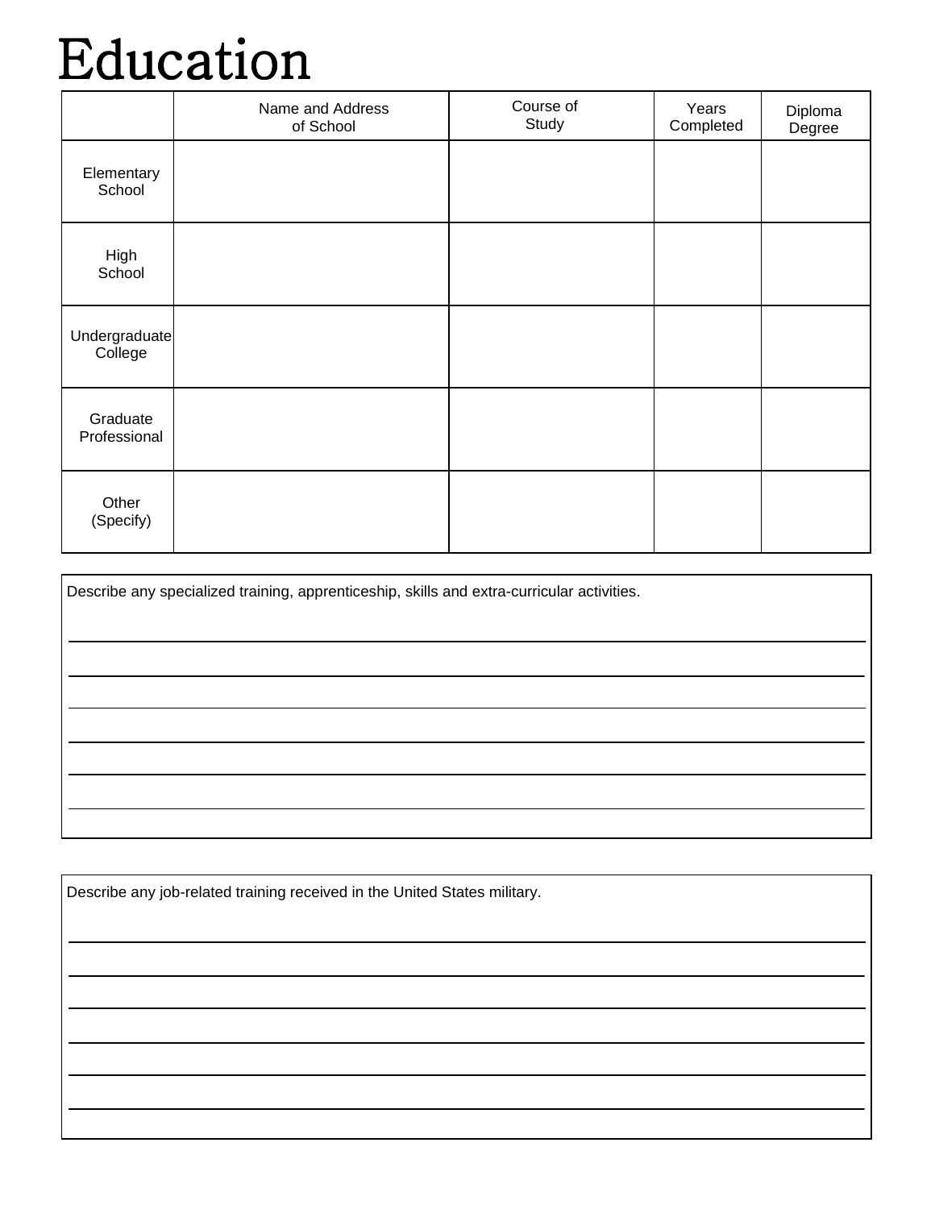# Education

| | Name and Address of School | Course of Study | Years Completed | Diploma Degree |
|---|---|---|---|---|
| Elementary School | | | | |
| High School | | | | |
| Undergraduate College | | | | |
| Graduate Professional | | | | |
| Other (Specify) | | | | |

Describe any specialized training, apprenticeship, skills and extra-curricular activities.

______________________________________________________________________

______________________________________________________________________

______________________________________________________________________

______________________________________________________________________

______________________________________________________________________

______________________________________________________________________

Describe any job-related training received in the United States military.

______________________________________________________________________

______________________________________________________________________

______________________________________________________________________

______________________________________________________________________

______________________________________________________________________

______________________________________________________________________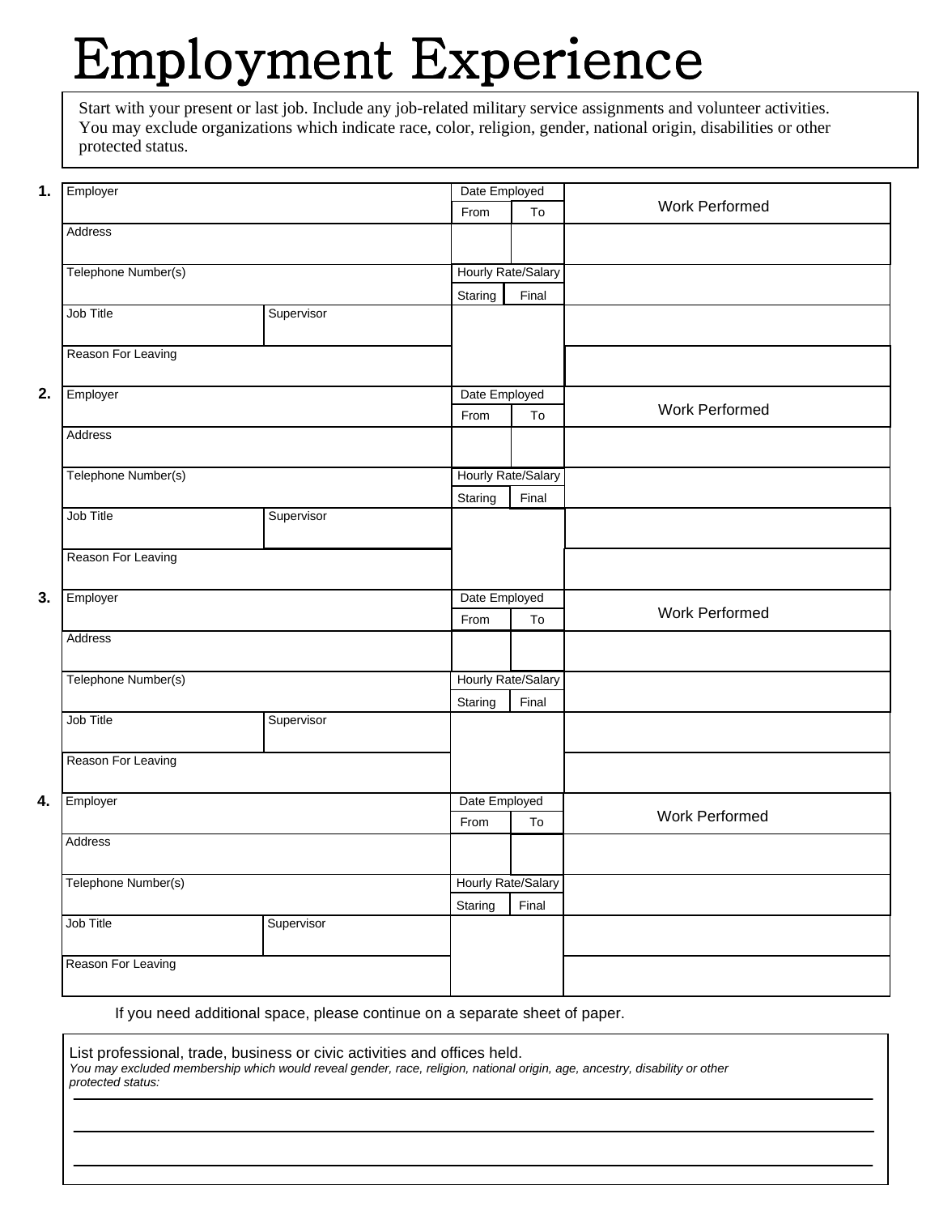# Employment Experience

Start with your present or last job. Include any job-related military service assignments and volunteer activities. You may exclude organizations which indicate race, color, religion, gender, national origin, disabilities or other protected status.

**1.**

| Employer | | Date Employed | | Work Performed |
|---|---|---|---|---|
| | | From | To | |
| Address | | | | |
| Telephone Number(s) | | Hourly Rate/Salary | | |
| | | Staring | Final | |
| Job Title | Supervisor | | | |
| Reason For Leaving | | | | |

**2.**

| Employer | | Date Employed | | Work Performed |
|---|---|---|---|---|
| | | From | To | |
| Address | | | | |
| Telephone Number(s) | | Hourly Rate/Salary | | |
| | | Staring | Final | |
| Job Title | Supervisor | | | |
| Reason For Leaving | | | | |

**3.**

| Employer | | Date Employed | | Work Performed |
|---|---|---|---|---|
| | | From | To | |
| Address | | | | |
| Telephone Number(s) | | Hourly Rate/Salary | | |
| | | Staring | Final | |
| Job Title | Supervisor | | | |
| Reason For Leaving | | | | |

**4.**

| Employer | | Date Employed | | Work Performed |
|---|---|---|---|---|
| | | From | To | |
| Address | | | | |
| Telephone Number(s) | | Hourly Rate/Salary | | |
| | | Staring | Final | |
| Job Title | Supervisor | | | |
| Reason For Leaving | | | | |

If you need additional space, please continue on a separate sheet of paper.

List professional, trade, business or civic activities and offices held.
*You may excluded membership which would reveal gender, race, religion, national origin, age, ancestry, disability or other protected status:*

\_\_\_\_\_\_\_\_\_\_\_\_\_\_\_\_\_\_\_\_\_\_\_\_\_\_\_\_\_\_\_\_\_\_\_\_\_\_\_\_\_\_\_\_\_\_\_\_\_\_\_\_\_\_\_\_\_\_\_\_

\_\_\_\_\_\_\_\_\_\_\_\_\_\_\_\_\_\_\_\_\_\_\_\_\_\_\_\_\_\_\_\_\_\_\_\_\_\_\_\_\_\_\_\_\_\_\_\_\_\_\_\_\_\_\_\_\_\_\_\_

\_\_\_\_\_\_\_\_\_\_\_\_\_\_\_\_\_\_\_\_\_\_\_\_\_\_\_\_\_\_\_\_\_\_\_\_\_\_\_\_\_\_\_\_\_\_\_\_\_\_\_\_\_\_\_\_\_\_\_\_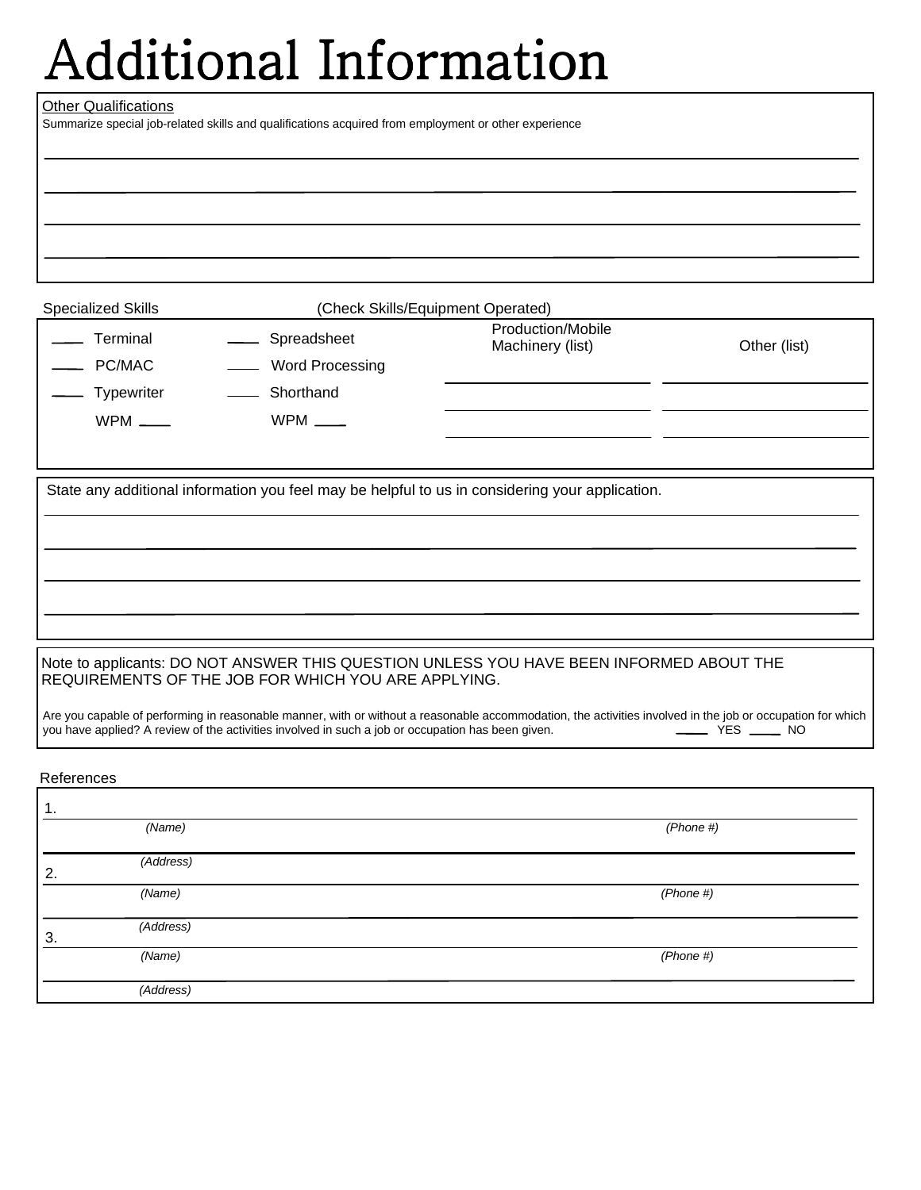# Additional Information

Other Qualifications

Summarize special job-related skills and qualifications acquired from employment or other experience

______________________________________________________________________

______________________________________________________________________

______________________________________________________________________

______________________________________________________________________

Specialized Skills (Check Skills/Equipment Operated)

| | | Production/Mobile Machinery (list) | Other (list) |
|---|---|---|---|
| ____ Terminal | ____ Spreadsheet | ____________ | ____________ |
| ____ PC/MAC | ____ Word Processing | ____________ | ____________ |
| ____ Typewriter | ____ Shorthand | ____________ | ____________ |
| WPM ____ | WPM ____ | | |

State any additional information you feel may be helpful to us in considering your application.

______________________________________________________________________

______________________________________________________________________

______________________________________________________________________

______________________________________________________________________

Note to applicants: DO NOT ANSWER THIS QUESTION UNLESS YOU HAVE BEEN INFORMED ABOUT THE REQUIREMENTS OF THE JOB FOR WHICH YOU ARE APPLYING.

Are you capable of performing in reasonable manner, with or without a reasonable accommodation, the activities involved in the job or occupation for which you have applied? A review of the activities involved in such a job or occupation has been given. ____ YES ____ NO

References

1. ______________________________________________________________________
   *(Name)* *(Phone #)*
   ______________________________________________________________________
   *(Address)*

2. ______________________________________________________________________
   *(Name)* *(Phone #)*
   ______________________________________________________________________
   *(Address)*

3. ______________________________________________________________________
   *(Name)* *(Phone #)*
   ______________________________________________________________________
   *(Address)*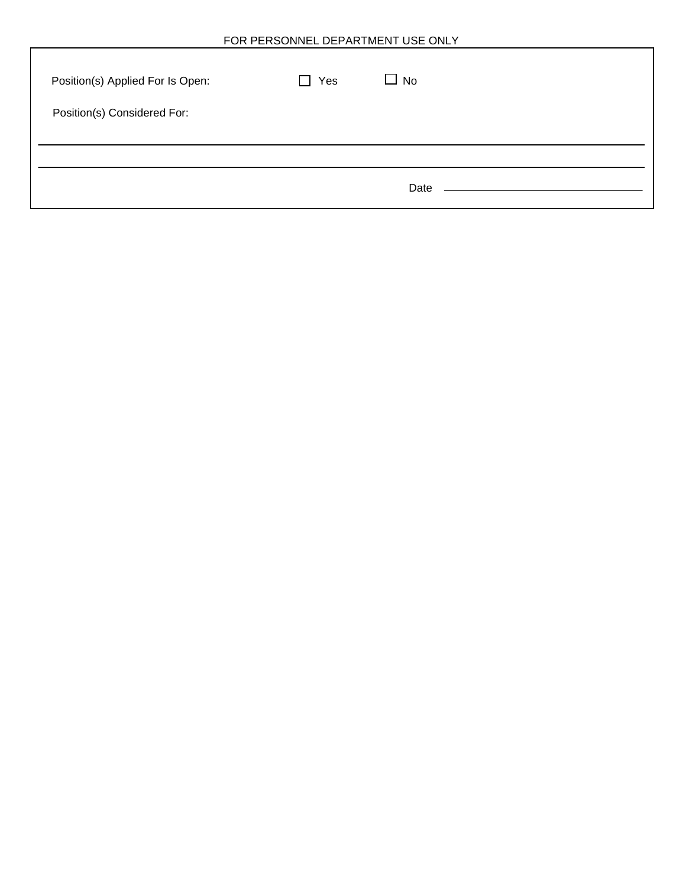FOR PERSONNEL DEPARTMENT USE ONLY

Position(s) Applied For Is Open: ☐ Yes ☐ No

Position(s) Considered For:

_______________________________________________

_______________________________________________

Date _______________________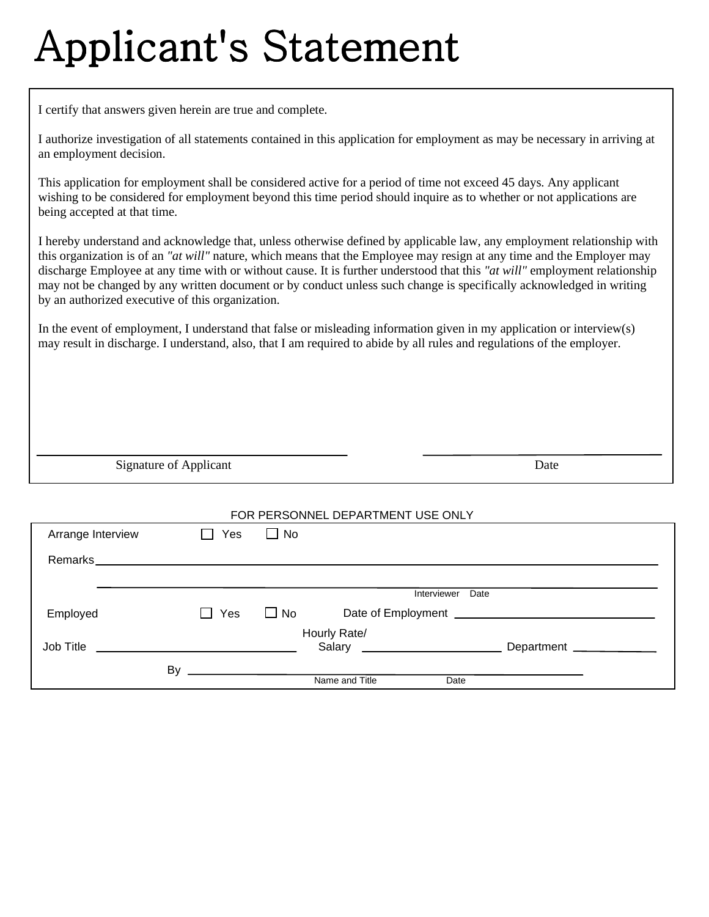# Applicant's Statement

I certify that answers given herein are true and complete.

I authorize investigation of all statements contained in this application for employment as may be necessary in arriving at an employment decision.

This application for employment shall be considered active for a period of time not exceed 45 days. Any applicant wishing to be considered for employment beyond this time period should inquire as to whether or not applications are being accepted at that time.

I hereby understand and acknowledge that, unless otherwise defined by applicable law, any employment relationship with this organization is of an *"at will"* nature, which means that the Employee may resign at any time and the Employer may discharge Employee at any time with or without cause. It is further understood that this *"at will"* employment relationship may not be changed by any written document or by conduct unless such change is specifically acknowledged in writing by an authorized executive of this organization.

In the event of employment, I understand that false or misleading information given in my application or interview(s) may result in discharge. I understand, also, that I am required to abide by all rules and regulations of the employer.

\_\_\_\_\_\_\_\_\_\_\_\_\_\_\_\_\_\_\_\_\_\_\_\_\_\_\_\_\_\_ Signature of Applicant

\_\_\_\_\_\_\_\_\_\_\_\_\_\_\_\_\_\_\_\_ Date

FOR PERSONNEL DEPARTMENT USE ONLY

Arrange Interview ☐ Yes ☐ No

Remarks \_\_\_\_\_\_\_\_\_\_\_\_\_\_\_\_\_\_\_\_\_\_\_\_\_\_\_\_\_\_\_\_\_\_\_\_\_\_\_\_

\_\_\_\_\_\_\_\_\_\_\_\_\_\_\_\_\_\_\_\_\_\_\_\_\_\_\_\_\_\_\_\_\_\_\_\_\_\_\_\_ Interviewer Date

Employed ☐ Yes ☐ No Date of Employment \_\_\_\_\_\_\_\_\_\_\_\_\_\_\_\_\_\_\_\_

Job Title \_\_\_\_\_\_\_\_\_\_\_\_\_\_\_\_\_\_\_\_ Hourly Rate/ Salary \_\_\_\_\_\_\_\_\_\_\_\_\_\_\_\_ Department \_\_\_\_\_\_\_\_\_\_

By \_\_\_\_\_\_\_\_\_\_\_\_\_\_\_\_\_\_\_\_\_\_\_\_\_\_\_\_\_\_\_\_ Name and Title Date